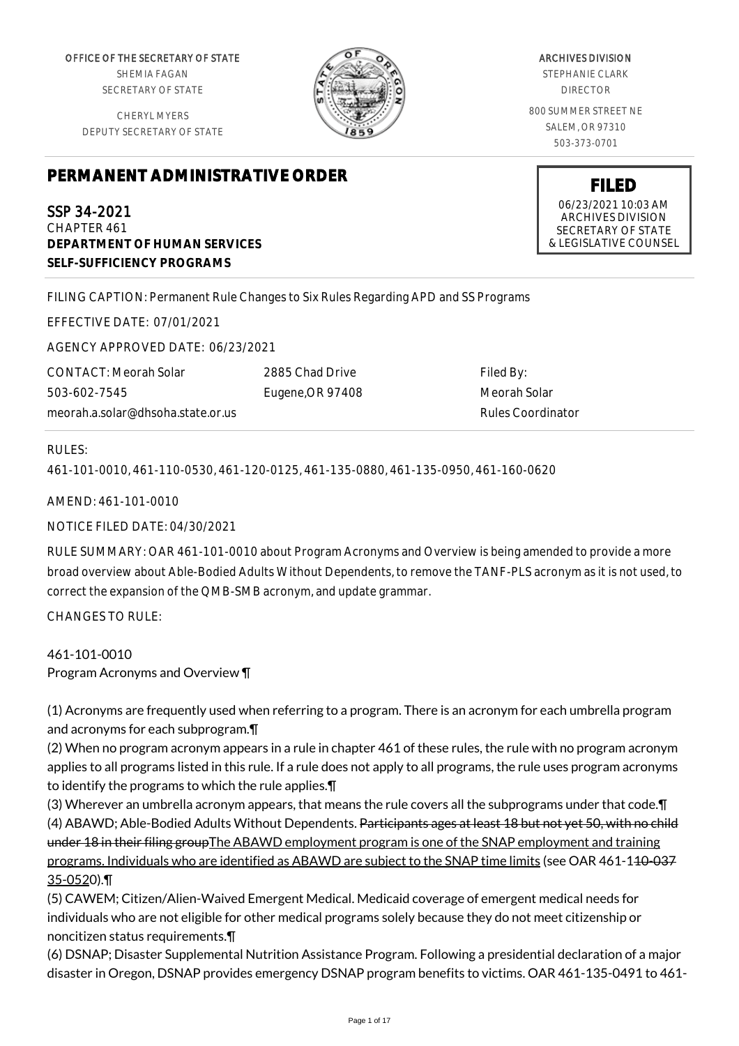OFFICE OF THE SECRETARY OF STATE
SHEMIA FAGAN
SECRETARY OF STATE

CHERYL MYERS
DEPUTY SECRETARY OF STATE

ARCHIVES DIVISION
STEPHANIE CLARK
DIRECTOR

800 SUMMER STREET NE
SALEM, OR 97310
503-373-0701

# PERMANENT ADMINISTRATIVE ORDER

**FILED**
06/23/2021 10:03 AM
ARCHIVES DIVISION
SECRETARY OF STATE
& LEGISLATIVE COUNSEL

SSP 34-2021
CHAPTER 461
**DEPARTMENT OF HUMAN SERVICES**
**SELF-SUFFICIENCY PROGRAMS**

FILING CAPTION: Permanent Rule Changes to Six Rules Regarding APD and SS Programs

EFFECTIVE DATE: 07/01/2021

AGENCY APPROVED DATE: 06/23/2021

CONTACT: Meorah Solar
503-602-7545
meorah.a.solar@dhsoha.state.or.us

2885 Chad Drive
Eugene,OR 97408

Filed By:
Meorah Solar
Rules Coordinator

RULES:

461-101-0010, 461-110-0530, 461-120-0125, 461-135-0880, 461-135-0950, 461-160-0620

AMEND: 461-101-0010

NOTICE FILED DATE: 04/30/2021

RULE SUMMARY: OAR 461-101-0010 about Program Acronyms and Overview is being amended to provide a more broad overview about Able-Bodied Adults Without Dependents, to remove the TANF-PLS acronym as it is not used, to correct the expansion of the QMB-SMB acronym, and update grammar.

CHANGES TO RULE:

461-101-0010
Program Acronyms and Overview ¶

(1) Acronyms are frequently used when referring to a program. There is an acronym for each umbrella program and acronyms for each subprogram.¶
(2) When no program acronym appears in a rule in chapter 461 of these rules, the rule with no program acronym applies to all programs listed in this rule. If a rule does not apply to all programs, the rule uses program acronyms to identify the programs to which the rule applies.¶
(3) Wherever an umbrella acronym appears, that means the rule covers all the subprograms under that code.¶
(4) ABAWD; Able-Bodied Adults Without Dependents. ~~Participants ages at least 18 but not yet 50, with no child under 18 in their filing group~~The ABAWD employment program is one of the SNAP employment and training programs. Individuals who are identified as ABAWD are subject to the SNAP time limits (see OAR 461-1~~10-037~~35-0520).¶
(5) CAWEM; Citizen/Alien-Waived Emergent Medical. Medicaid coverage of emergent medical needs for individuals who are not eligible for other medical programs solely because they do not meet citizenship or noncitizen status requirements.¶
(6) DSNAP; Disaster Supplemental Nutrition Assistance Program. Following a presidential declaration of a major disaster in Oregon, DSNAP provides emergency DSNAP program benefits to victims. OAR 461-135-0491 to 461-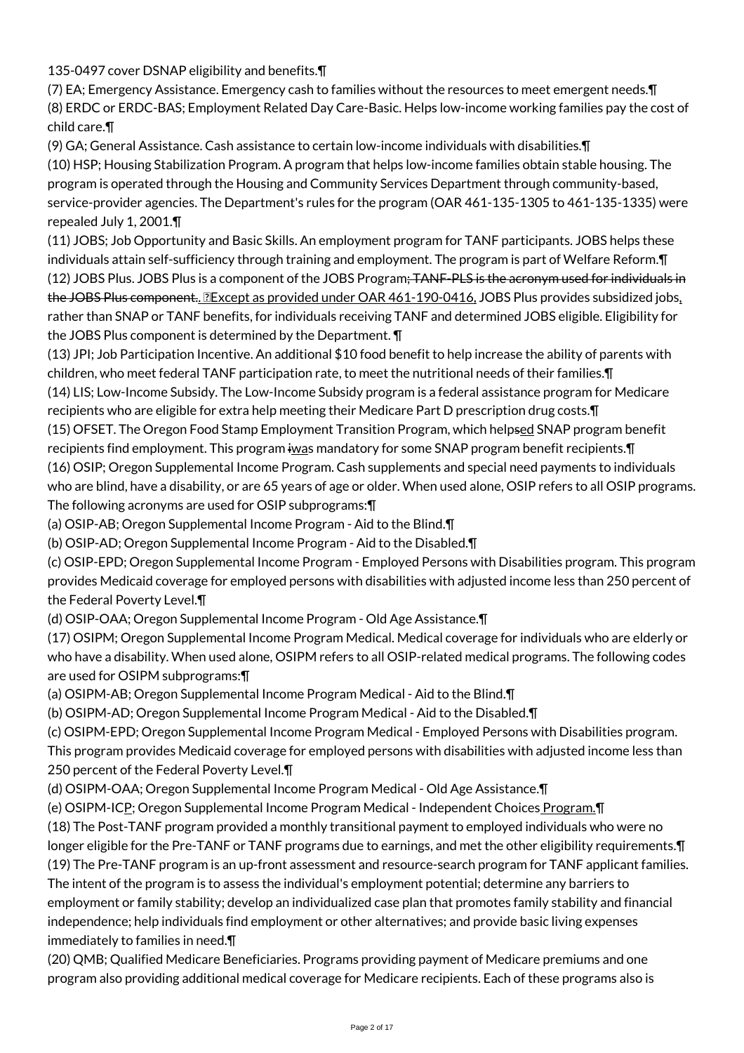135-0497 cover DSNAP eligibility and benefits.¶

(7) EA; Emergency Assistance. Emergency cash to families without the resources to meet emergent needs.¶

(8) ERDC or ERDC-BAS; Employment Related Day Care-Basic. Helps low-income working families pay the cost of child care.¶

(9) GA; General Assistance. Cash assistance to certain low-income individuals with disabilities.¶

(10) HSP; Housing Stabilization Program. A program that helps low-income families obtain stable housing. The program is operated through the Housing and Community Services Department through community-based, service-provider agencies. The Department's rules for the program (OAR 461-135-1305 to 461-135-1335) were repealed July 1, 2001.¶

(11) JOBS; Job Opportunity and Basic Skills. An employment program for TANF participants. JOBS helps these individuals attain self-sufficiency through training and employment. The program is part of Welfare Reform.¶

(12) JOBS Plus. JOBS Plus is a component of the JOBS Program~~; TANF-PLS is the acronym used for individuals in the JOBS Plus component.~~. Except as provided under OAR 461-190-0416, JOBS Plus provides subsidized jobs, rather than SNAP or TANF benefits, for individuals receiving TANF and determined JOBS eligible. Eligibility for the JOBS Plus component is determined by the Department. ¶

(13) JPI; Job Participation Incentive. An additional $10 food benefit to help increase the ability of parents with children, who meet federal TANF participation rate, to meet the nutritional needs of their families.¶

(14) LIS; Low-Income Subsidy. The Low-Income Subsidy program is a federal assistance program for Medicare recipients who are eligible for extra help meeting their Medicare Part D prescription drug costs.¶

(15) OFSET. The Oregon Food Stamp Employment Transition Program, which help~~s~~ed SNAP program benefit recipients find employment. This program ~~i~~was mandatory for some SNAP program benefit recipients.¶

(16) OSIP; Oregon Supplemental Income Program. Cash supplements and special need payments to individuals who are blind, have a disability, or are 65 years of age or older. When used alone, OSIP refers to all OSIP programs. The following acronyms are used for OSIP subprograms:¶

(a) OSIP-AB; Oregon Supplemental Income Program - Aid to the Blind.¶

(b) OSIP-AD; Oregon Supplemental Income Program - Aid to the Disabled.¶

(c) OSIP-EPD; Oregon Supplemental Income Program - Employed Persons with Disabilities program. This program provides Medicaid coverage for employed persons with disabilities with adjusted income less than 250 percent of the Federal Poverty Level.¶

(d) OSIP-OAA; Oregon Supplemental Income Program - Old Age Assistance.¶

(17) OSIPM; Oregon Supplemental Income Program Medical. Medical coverage for individuals who are elderly or who have a disability. When used alone, OSIPM refers to all OSIP-related medical programs. The following codes are used for OSIPM subprograms:¶

(a) OSIPM-AB; Oregon Supplemental Income Program Medical - Aid to the Blind.¶

(b) OSIPM-AD; Oregon Supplemental Income Program Medical - Aid to the Disabled.¶

(c) OSIPM-EPD; Oregon Supplemental Income Program Medical - Employed Persons with Disabilities program. This program provides Medicaid coverage for employed persons with disabilities with adjusted income less than 250 percent of the Federal Poverty Level.¶

(d) OSIPM-OAA; Oregon Supplemental Income Program Medical - Old Age Assistance.¶

(e) OSIPM-ICP; Oregon Supplemental Income Program Medical - Independent Choices Program.¶

(18) The Post-TANF program provided a monthly transitional payment to employed individuals who were no longer eligible for the Pre-TANF or TANF programs due to earnings, and met the other eligibility requirements.¶

(19) The Pre-TANF program is an up-front assessment and resource-search program for TANF applicant families. The intent of the program is to assess the individual's employment potential; determine any barriers to employment or family stability; develop an individualized case plan that promotes family stability and financial independence; help individuals find employment or other alternatives; and provide basic living expenses immediately to families in need.¶

(20) QMB; Qualified Medicare Beneficiaries. Programs providing payment of Medicare premiums and one program also providing additional medical coverage for Medicare recipients. Each of these programs also is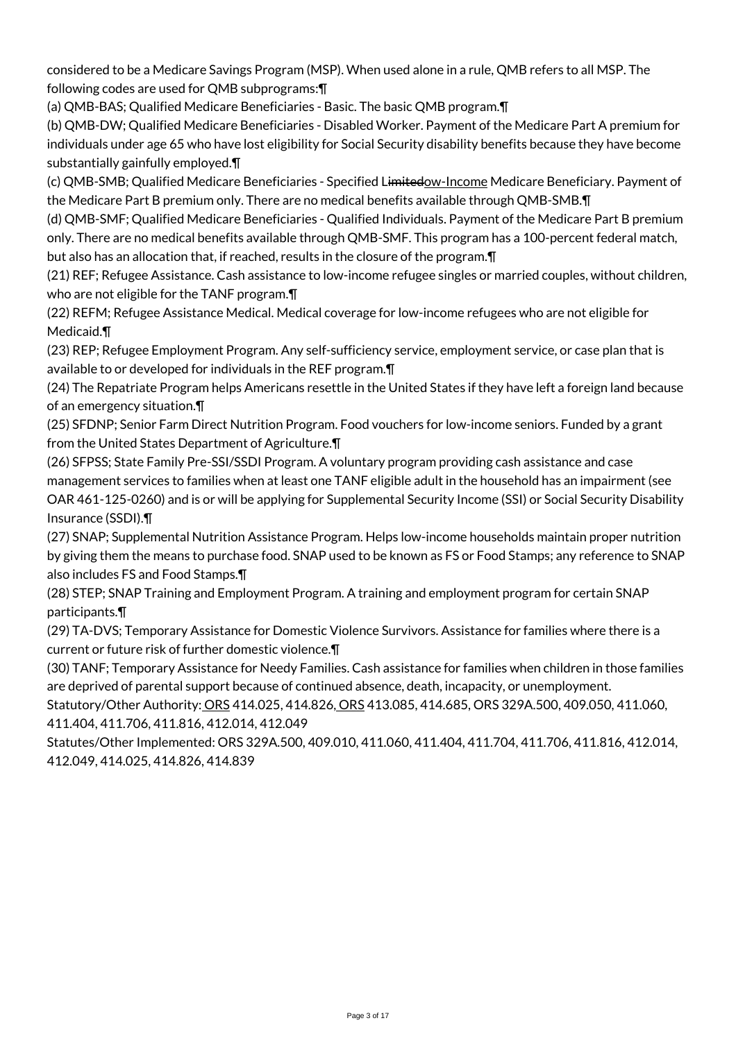considered to be a Medicare Savings Program (MSP). When used alone in a rule, QMB refers to all MSP. The following codes are used for QMB subprograms:¶

(a) QMB-BAS; Qualified Medicare Beneficiaries - Basic. The basic QMB program.¶

(b) QMB-DW; Qualified Medicare Beneficiaries - Disabled Worker. Payment of the Medicare Part A premium for individuals under age 65 who have lost eligibility for Social Security disability benefits because they have become substantially gainfully employed.¶

(c) QMB-SMB; Qualified Medicare Beneficiaries - Specified L~~imited~~ow-Income Medicare Beneficiary. Payment of the Medicare Part B premium only. There are no medical benefits available through QMB-SMB.¶

(d) QMB-SMF; Qualified Medicare Beneficiaries - Qualified Individuals. Payment of the Medicare Part B premium only. There are no medical benefits available through QMB-SMF. This program has a 100-percent federal match, but also has an allocation that, if reached, results in the closure of the program.¶

(21) REF; Refugee Assistance. Cash assistance to low-income refugee singles or married couples, without children, who are not eligible for the TANF program.¶

(22) REFM; Refugee Assistance Medical. Medical coverage for low-income refugees who are not eligible for Medicaid.¶

(23) REP; Refugee Employment Program. Any self-sufficiency service, employment service, or case plan that is available to or developed for individuals in the REF program.¶

(24) The Repatriate Program helps Americans resettle in the United States if they have left a foreign land because of an emergency situation.¶

(25) SFDNP; Senior Farm Direct Nutrition Program. Food vouchers for low-income seniors. Funded by a grant from the United States Department of Agriculture.¶

(26) SFPSS; State Family Pre-SSI/SSDI Program. A voluntary program providing cash assistance and case management services to families when at least one TANF eligible adult in the household has an impairment (see OAR 461-125-0260) and is or will be applying for Supplemental Security Income (SSI) or Social Security Disability Insurance (SSDI).¶

(27) SNAP; Supplemental Nutrition Assistance Program. Helps low-income households maintain proper nutrition by giving them the means to purchase food. SNAP used to be known as FS or Food Stamps; any reference to SNAP also includes FS and Food Stamps.¶

(28) STEP; SNAP Training and Employment Program. A training and employment program for certain SNAP participants.¶

(29) TA-DVS; Temporary Assistance for Domestic Violence Survivors. Assistance for families where there is a current or future risk of further domestic violence.¶

(30) TANF; Temporary Assistance for Needy Families. Cash assistance for families when children in those families are deprived of parental support because of continued absence, death, incapacity, or unemployment.

Statutory/Other Authority: ORS 414.025, 414.826, ORS 413.085, 414.685, ORS 329A.500, 409.050, 411.060, 411.404, 411.706, 411.816, 412.014, 412.049

Statutes/Other Implemented: ORS 329A.500, 409.010, 411.060, 411.404, 411.704, 411.706, 411.816, 412.014, 412.049, 414.025, 414.826, 414.839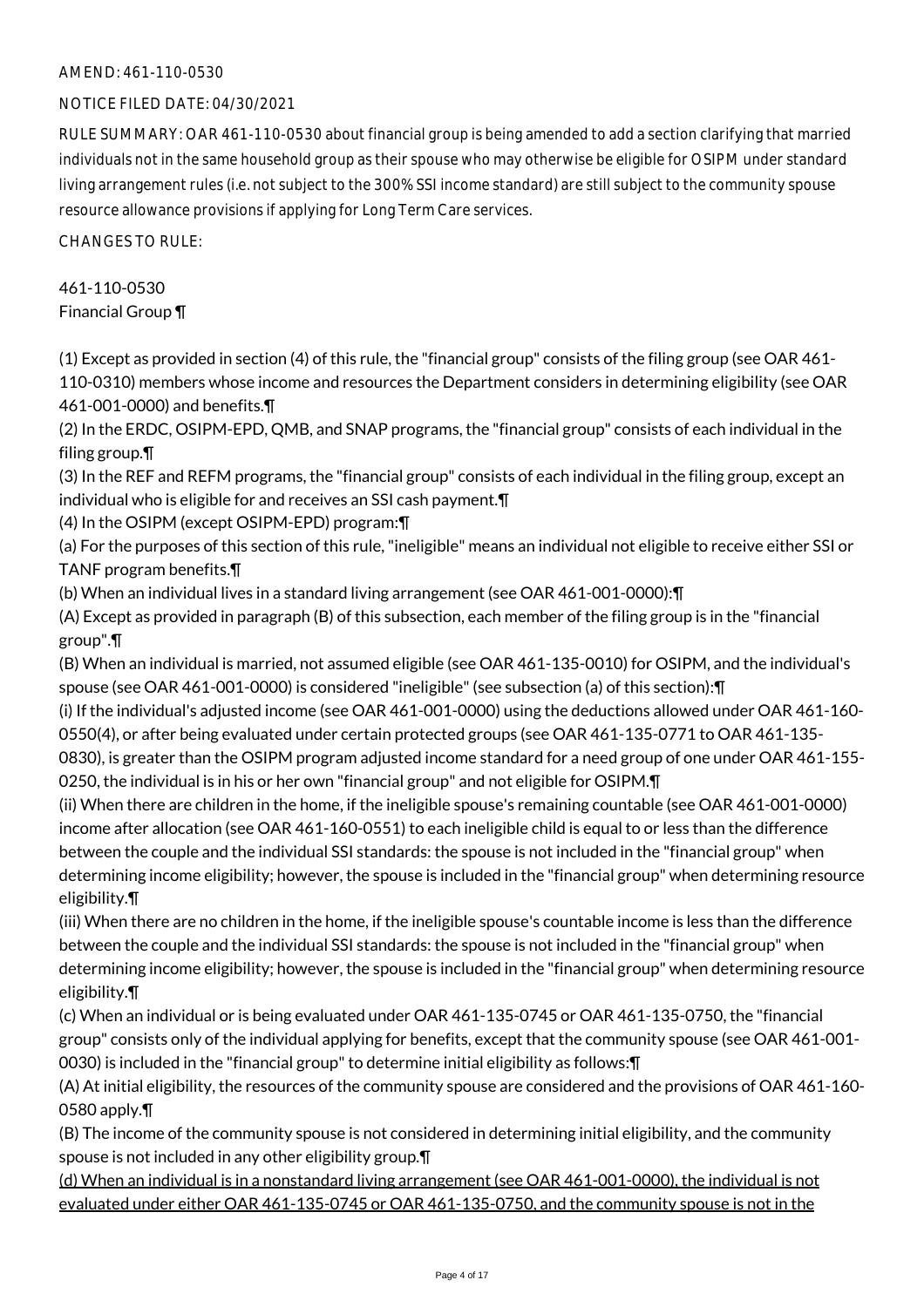AMEND: 461-110-0530

NOTICE FILED DATE: 04/30/2021

RULE SUMMARY: OAR 461-110-0530 about financial group is being amended to add a section clarifying that married individuals not in the same household group as their spouse who may otherwise be eligible for OSIPM under standard living arrangement rules (i.e. not subject to the 300% SSI income standard) are still subject to the community spouse resource allowance provisions if applying for Long Term Care services.

CHANGES TO RULE:

461-110-0530
Financial Group ¶

(1) Except as provided in section (4) of this rule, the "financial group" consists of the filing group (see OAR 461-110-0310) members whose income and resources the Department considers in determining eligibility (see OAR 461-001-0000) and benefits.¶
(2) In the ERDC, OSIPM-EPD, QMB, and SNAP programs, the "financial group" consists of each individual in the filing group.¶
(3) In the REF and REFM programs, the "financial group" consists of each individual in the filing group, except an individual who is eligible for and receives an SSI cash payment.¶
(4) In the OSIPM (except OSIPM-EPD) program:¶
(a) For the purposes of this section of this rule, "ineligible" means an individual not eligible to receive either SSI or TANF program benefits.¶
(b) When an individual lives in a standard living arrangement (see OAR 461-001-0000):¶
(A) Except as provided in paragraph (B) of this subsection, each member of the filing group is in the "financial group".¶
(B) When an individual is married, not assumed eligible (see OAR 461-135-0010) for OSIPM, and the individual's spouse (see OAR 461-001-0000) is considered "ineligible" (see subsection (a) of this section):¶
(i) If the individual's adjusted income (see OAR 461-001-0000) using the deductions allowed under OAR 461-160-0550(4), or after being evaluated under certain protected groups (see OAR 461-135-0771 to OAR 461-135-0830), is greater than the OSIPM program adjusted income standard for a need group of one under OAR 461-155-0250, the individual is in his or her own "financial group" and not eligible for OSIPM.¶
(ii) When there are children in the home, if the ineligible spouse's remaining countable (see OAR 461-001-0000) income after allocation (see OAR 461-160-0551) to each ineligible child is equal to or less than the difference between the couple and the individual SSI standards: the spouse is not included in the "financial group" when determining income eligibility; however, the spouse is included in the "financial group" when determining resource eligibility.¶
(iii) When there are no children in the home, if the ineligible spouse's countable income is less than the difference between the couple and the individual SSI standards: the spouse is not included in the "financial group" when determining income eligibility; however, the spouse is included in the "financial group" when determining resource eligibility.¶
(c) When an individual or is being evaluated under OAR 461-135-0745 or OAR 461-135-0750, the "financial group" consists only of the individual applying for benefits, except that the community spouse (see OAR 461-001-0030) is included in the "financial group" to determine initial eligibility as follows:¶
(A) At initial eligibility, the resources of the community spouse are considered and the provisions of OAR 461-160-0580 apply.¶
(B) The income of the community spouse is not considered in determining initial eligibility, and the community spouse is not included in any other eligibility group.¶
<u>(d) When an individual is in a nonstandard living arrangement (see OAR 461-001-0000), the individual is not evaluated under either OAR 461-135-0745 or OAR 461-135-0750, and the community spouse is not in the</u>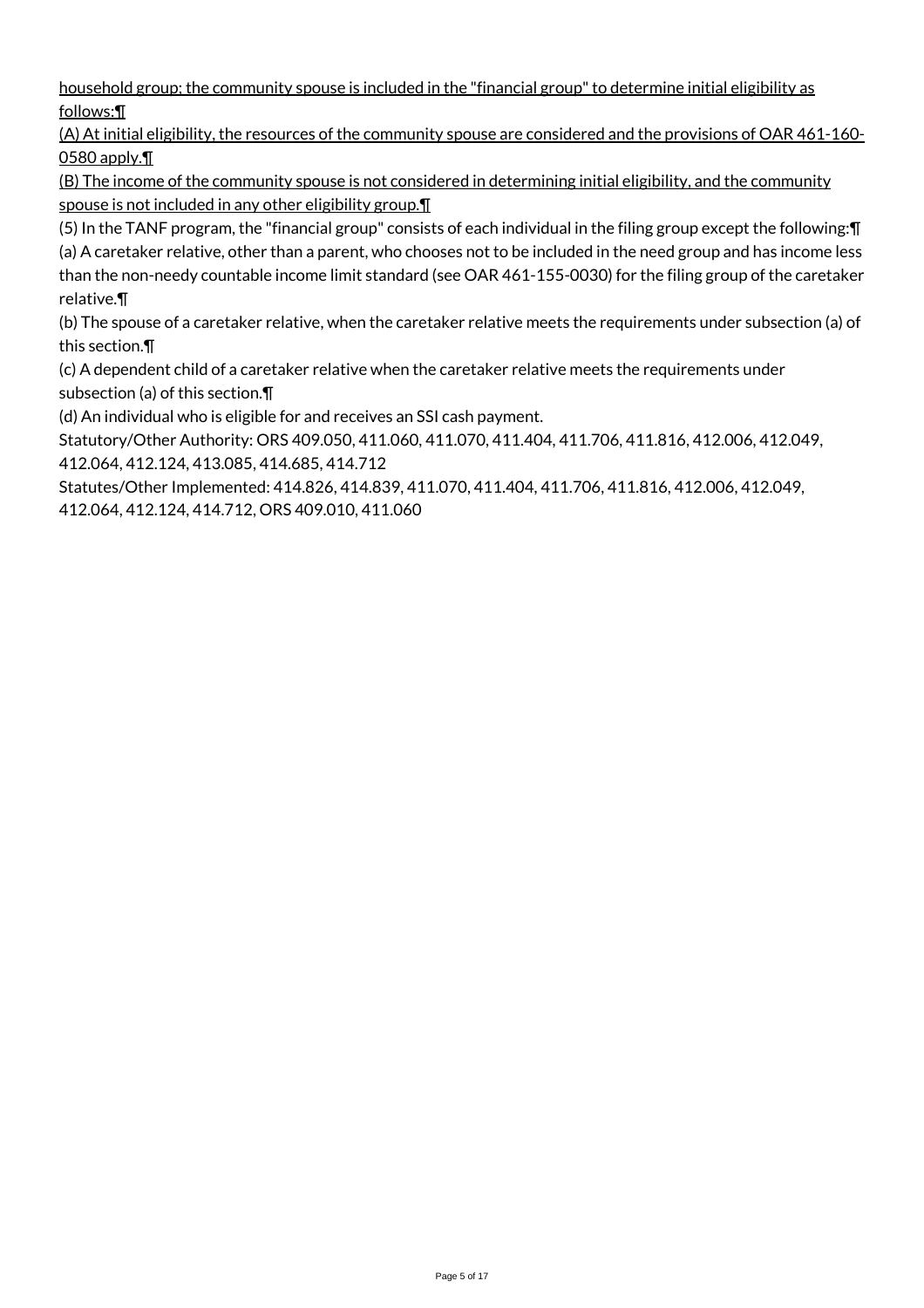household group; the community spouse is included in the "financial group" to determine initial eligibility as follows:¶

(A) At initial eligibility, the resources of the community spouse are considered and the provisions of OAR 461-160-0580 apply.¶

(B) The income of the community spouse is not considered in determining initial eligibility, and the community spouse is not included in any other eligibility group.¶

(5) In the TANF program, the "financial group" consists of each individual in the filing group except the following:¶

(a) A caretaker relative, other than a parent, who chooses not to be included in the need group and has income less than the non-needy countable income limit standard (see OAR 461-155-0030) for the filing group of the caretaker relative.¶

(b) The spouse of a caretaker relative, when the caretaker relative meets the requirements under subsection (a) of this section.¶

(c) A dependent child of a caretaker relative when the caretaker relative meets the requirements under subsection (a) of this section.¶

(d) An individual who is eligible for and receives an SSI cash payment.

Statutory/Other Authority: ORS 409.050, 411.060, 411.070, 411.404, 411.706, 411.816, 412.006, 412.049, 412.064, 412.124, 413.085, 414.685, 414.712

Statutes/Other Implemented: 414.826, 414.839, 411.070, 411.404, 411.706, 411.816, 412.006, 412.049, 412.064, 412.124, 414.712, ORS 409.010, 411.060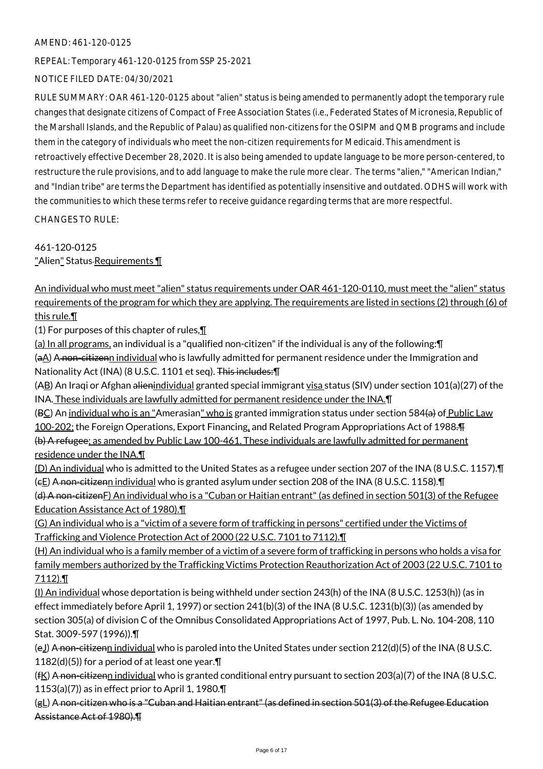AMEND: 461-120-0125

REPEAL: Temporary 461-120-0125 from SSP 25-2021

NOTICE FILED DATE: 04/30/2021

RULE SUMMARY: OAR 461-120-0125 about "alien" status is being amended to permanently adopt the temporary rule changes that designate citizens of Compact of Free Association States (i.e., Federated States of Micronesia, Republic of the Marshall Islands, and the Republic of Palau) as qualified non-citizens for the OSIPM and QMB programs and include them in the category of individuals who meet the non-citizen requirements for Medicaid. This amendment is retroactively effective December 28, 2020. It is also being amended to update language to be more person-centered, to restructure the rule provisions, and to add language to make the rule more clear. The terms "alien," "American Indian," and "Indian tribe" are terms the Department has identified as potentially insensitive and outdated. ODHS will work with the communities to which these terms refer to receive guidance regarding terms that are more respectful.

CHANGES TO RULE:

461-120-0125
"Alien" Status Requirements ¶

An individual who must meet "alien" status requirements under OAR 461-120-0110, must meet the "alien" status requirements of the program for which they are applying. The requirements are listed in sections (2) through (6) of this rule.¶

(1) For purposes of this chapter of rules,¶

(a) In all programs, an individual is a "qualified non-citizen" if the individual is any of the following:¶

(aA) A non-citizenn individual who is lawfully admitted for permanent residence under the Immigration and Nationality Act (INA) (8 U.S.C. 1101 et seq). This includes:¶

(AB) An Iraqi or Afghan alienindividual granted special immigrant visa status (SIV) under section 101(a)(27) of the INA. These individuals are lawfully admitted for permanent residence under the INA.¶

(BC) An individual who is an "Amerasian" who is granted immigration status under section 584(a) of Public Law 100-202; the Foreign Operations, Export Financing, and Related Program Appropriations Act of 1988.¶
(b) A refugee; as amended by Public Law 100-461. These individuals are lawfully admitted for permanent residence under the INA.¶

(D) An individual who is admitted to the United States as a refugee under section 207 of the INA (8 U.S.C. 1157).¶

(cE) A non-citizenn individual who is granted asylum under section 208 of the INA (8 U.S.C. 1158).¶

(d) A non-citizenF) An individual who is a "Cuban or Haitian entrant" (as defined in section 501(3) of the Refugee Education Assistance Act of 1980).¶

(G) An individual who is a "victim of a severe form of trafficking in persons" certified under the Victims of Trafficking and Violence Protection Act of 2000 (22 U.S.C. 7101 to 7112).¶

(H) An individual who is a family member of a victim of a severe form of trafficking in persons who holds a visa for family members authorized by the Trafficking Victims Protection Reauthorization Act of 2003 (22 U.S.C. 7101 to 7112).¶

(I) An individual whose deportation is being withheld under section 243(h) of the INA (8 U.S.C. 1253(h)) (as in effect immediately before April 1, 1997) or section 241(b)(3) of the INA (8 U.S.C. 1231(b)(3)) (as amended by section 305(a) of division C of the Omnibus Consolidated Appropriations Act of 1997, Pub. L. No. 104-208, 110 Stat. 3009-597 (1996)).¶

(eJ) A non-citizenn individual who is paroled into the United States under section 212(d)(5) of the INA (8 U.S.C. 1182(d)(5)) for a period of at least one year.¶

(fK) A non-citizenn individual who is granted conditional entry pursuant to section 203(a)(7) of the INA (8 U.S.C. 1153(a)(7)) as in effect prior to April 1, 1980.¶

(gL) A non-citizen who is a "Cuban and Haitian entrant" (as defined in section 501(3) of the Refugee Education Assistance Act of 1980).¶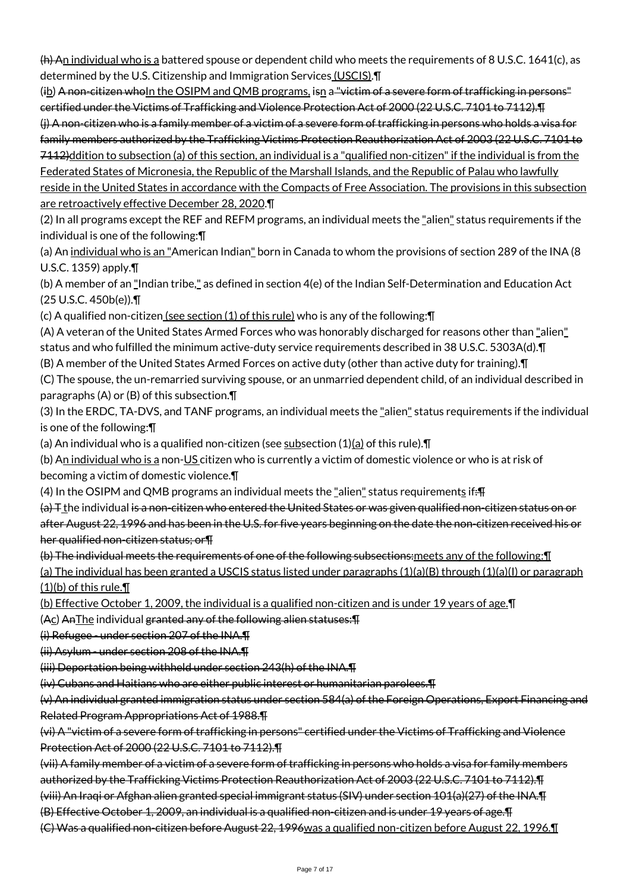~~(h)~~ A<u>n individual who is a</u> battered spouse or dependent child who meets the requirements of 8 U.S.C. 1641(c), as determined by the U.S. Citizenship and Immigration Services<u> (USCIS)</u>.¶

(~~i~~<u>b</u>) ~~A non-citizen who~~<u>In the OSIPM and QMB programs,</u> i~~s~~<u>n</u> a~~ "victim of a severe form of trafficking in persons" certified under the Victims of Trafficking and Violence Protection Act of 2000 (22 U.S.C. 7101 to 7112).¶~~

~~(j) A non-citizen who is a family member of a victim of a severe form of trafficking in persons who holds a visa for family members authorized by the Trafficking Victims Protection Reauthorization Act of 2003 (22 U.S.C. 7101 to 7112)~~<u>ddition to subsection (a) of this section, an individual is a "qualified non-citizen" if the individual is from the Federated States of Micronesia, the Republic of the Marshall Islands, and the Republic of Palau who lawfully reside in the United States in accordance with the Compacts of Free Association. The provisions in this subsection are retroactively effective December 28, 2020</u>.¶

(2) In all programs except the REF and REFM programs, an individual meets the <u>"</u>alien<u>"</u> status requirements if the individual is one of the following:¶

(a) An <u>individual who is an "</u>American Indian<u>"</u> born in Canada to whom the provisions of section 289 of the INA (8 U.S.C. 1359) apply.¶

(b) A member of an <u>"</u>Indian tribe,<u>"</u> as defined in section 4(e) of the Indian Self-Determination and Education Act (25 U.S.C. 450b(e)).¶

(c) A qualified non-citizen<u> (see section (1) of this rule)</u> who is any of the following:¶

(A) A veteran of the United States Armed Forces who was honorably discharged for reasons other than <u>"</u>alien<u>"</u> status and who fulfilled the minimum active-duty service requirements described in 38 U.S.C. 5303A(d).¶

(B) A member of the United States Armed Forces on active duty (other than active duty for training).¶

(C) The spouse, the un-remarried surviving spouse, or an unmarried dependent child, of an individual described in paragraphs (A) or (B) of this subsection.¶

(3) In the ERDC, TA-DVS, and TANF programs, an individual meets the <u>"</u>alien<u>"</u> status requirements if the individual is one of the following:¶

(a) An individual who is a qualified non-citizen (see <u>sub</u>section (1)<u>(a)</u> of this rule).¶

(b) A<u>n individual who is a</u> non-<u>US </u>citizen who is currently a victim of domestic violence or who is at risk of becoming a victim of domestic violence.¶

(4) In the OSIPM and QMB programs an individual meets the <u>"</u>alien<u>"</u> status requirement<u>s</u> if~~:¶~~

~~(a) T~~ <u>t</u>he individual ~~is a non-citizen who entered the United States or was given qualified non-citizen status on or after August 22, 1996 and has been in the U.S. for five years beginning on the date the non-citizen received his or her qualified non-citizen status; or¶~~

~~(b) The individual meets the requirements of one of the following subsections:~~<u>meets any of the following:¶</u>

<u>(a) The individual has been granted a USCIS status listed under paragraphs (1)(a)(B) through (1)(a)(I) or paragraph (1)(b) of this rule.¶</u>

<u>(b) Effective October 1, 2009, the individual is a qualified non-citizen and is under 19 years of age.</u>¶

(~~A~~<u>c</u>) ~~An~~<u>The</u> individual ~~granted any of the following alien statuses:¶~~

~~(i) Refugee - under section 207 of the INA.¶~~

~~(ii) Asylum - under section 208 of the INA.¶~~

~~(iii) Deportation being withheld under section 243(h) of the INA.¶~~

~~(iv) Cubans and Haitians who are either public interest or humanitarian parolees.¶~~

~~(v) An individual granted immigration status under section 584(a) of the Foreign Operations, Export Financing and Related Program Appropriations Act of 1988.¶~~

~~(vi) A "victim of a severe form of trafficking in persons" certified under the Victims of Trafficking and Violence Protection Act of 2000 (22 U.S.C. 7101 to 7112).¶~~

~~(vii) A family member of a victim of a severe form of trafficking in persons who holds a visa for family members authorized by the Trafficking Victims Protection Reauthorization Act of 2003 (22 U.S.C. 7101 to 7112).¶~~

~~(viii) An Iraqi or Afghan alien granted special immigrant status (SIV) under section 101(a)(27) of the INA.¶~~

~~(B) Effective October 1, 2009, an individual is a qualified non-citizen and is under 19 years of age.¶~~

~~(C) Was a qualified non-citizen before August 22, 1996~~<u>was a qualified non-citizen before August 22, 1996.¶</u>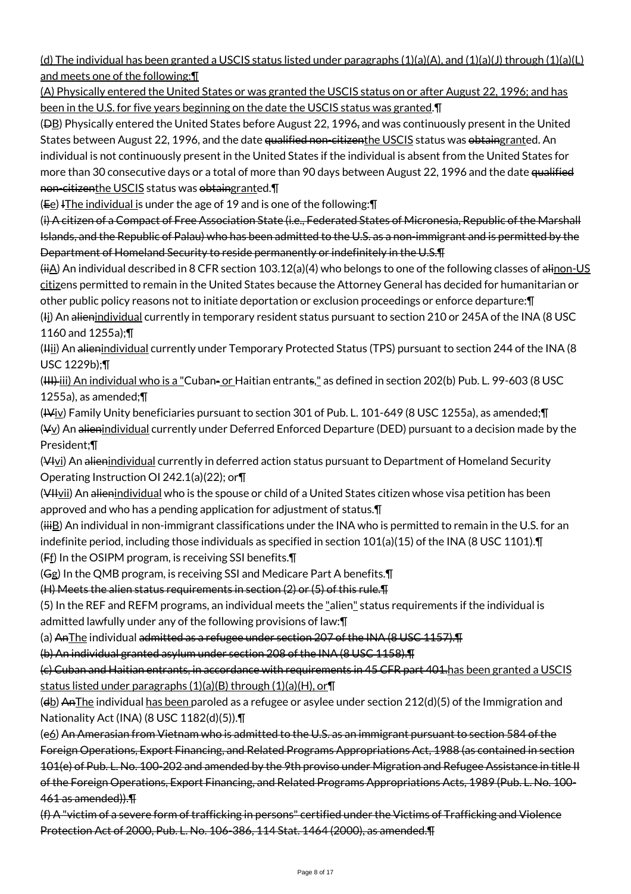(d) The individual has been granted a USCIS status listed under paragraphs (1)(a)(A), and (1)(a)(J) through (1)(a)(L) and meets one of the following:¶

(A) Physically entered the United States or was granted the USCIS status on or after August 22, 1996; and has been in the U.S. for five years beginning on the date the USCIS status was granted.¶

(~~D~~B) Physically entered the United States before August 22, 1996~~,~~ and was continuously present in the United States between August 22, 1996, and the date ~~qualified non-citizen~~the USCIS status was ~~obtain~~granted. An individual is not continuously present in the United States if the individual is absent from the United States for more than 30 consecutive days or a total of more than 90 days between August 22, 1996 and the date ~~qualified non-citizen~~the USCIS status was ~~obtain~~granted.¶

(~~E~~e) ~~I~~The individual is under the age of 19 and is one of the following:¶

~~(i) A citizen of a Compact of Free Association State (i.e., Federated States of Micronesia, Republic of the Marshall Islands, and the Republic of Palau) who has been admitted to the U.S. as a non-immigrant and is permitted by the Department of Homeland Security to reside permanently or indefinitely in the U.S.¶~~

(~~ii~~A) An individual described in 8 CFR section 103.12(a)(4) who belongs to one of the following classes of ~~ali~~non-US citizens permitted to remain in the United States because the Attorney General has decided for humanitarian or other public policy reasons not to initiate deportation or exclusion proceedings or enforce departure:¶

(~~I~~i) An ~~alien~~individual currently in temporary resident status pursuant to section 210 or 245A of the INA (8 USC 1160 and 1255a);¶

(~~II~~ii) An ~~alien~~individual currently under Temporary Protected Status (TPS) pursuant to section 244 of the INA (8 USC 1229b);¶

(~~III~~) iii) An individual who is a "Cuban~~-~~ or Haitian entrant~~s~~," as defined in section 202(b) Pub. L. 99-603 (8 USC 1255a), as amended;¶

(~~IV~~iv) Family Unity beneficiaries pursuant to section 301 of Pub. L. 101-649 (8 USC 1255a), as amended;¶

(~~V~~v) An ~~alien~~individual currently under Deferred Enforced Departure (DED) pursuant to a decision made by the President;¶

(~~VI~~vi) An ~~alien~~individual currently in deferred action status pursuant to Department of Homeland Security Operating Instruction OI 242.1(a)(22); or¶

(~~VII~~vii) An ~~alien~~individual who is the spouse or child of a United States citizen whose visa petition has been approved and who has a pending application for adjustment of status.¶

(~~iii~~B) An individual in non-immigrant classifications under the INA who is permitted to remain in the U.S. for an indefinite period, including those individuals as specified in section 101(a)(15) of the INA (8 USC 1101).¶

(~~F~~f) In the OSIPM program, is receiving SSI benefits.¶

(~~G~~g) In the QMB program, is receiving SSI and Medicare Part A benefits.¶

~~(H) Meets the alien status requirements in section (2) or (5) of this rule.¶~~

(5) In the REF and REFM programs, an individual meets the "alien" status requirements if the individual is admitted lawfully under any of the following provisions of law:¶

(a) ~~An~~The individual ~~admitted as a refugee under section 207 of the INA (8 USC 1157).¶~~

~~(b) An individual granted asylum under section 208 of the INA (8 USC 1158).¶~~

~~(c) Cuban and Haitian entrants, in accordance with requirements in 45 CFR part 401.~~has been granted a USCIS status listed under paragraphs (1)(a)(B) through (1)(a)(H), or¶

(~~d~~b) ~~An~~The individual has been paroled as a refugee or asylee under section 212(d)(5) of the Immigration and Nationality Act (INA) (8 USC 1182(d)(5)).¶

(~~e~~6) ~~An Amerasian from Vietnam who is admitted to the U.S. as an immigrant pursuant to section 584 of the Foreign Operations, Export Financing, and Related Programs Appropriations Act, 1988 (as contained in section 101(e) of Pub. L. No. 100-202 and amended by the 9th proviso under Migration and Refugee Assistance in title II of the Foreign Operations, Export Financing, and Related Programs Appropriations Acts, 1989 (Pub. L. No. 100-461 as amended)).¶~~

~~(f) A "victim of a severe form of trafficking in persons" certified under the Victims of Trafficking and Violence Protection Act of 2000, Pub. L. No. 106-386, 114 Stat. 1464 (2000), as amended.¶~~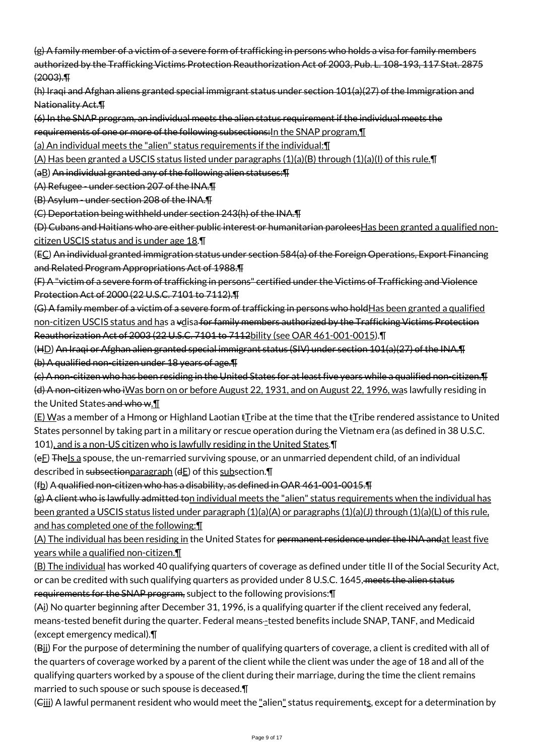~~(g) A family member of a victim of a severe form of trafficking in persons who holds a visa for family members authorized by the Trafficking Victims Protection Reauthorization Act of 2003, Pub. L. 108-193, 117 Stat. 2875 (2003).¶~~

~~(h) Iraqi and Afghan aliens granted special immigrant status under section 101(a)(27) of the Immigration and Nationality Act.¶~~

~~(6) In the SNAP program, an individual meets the alien status requirement if the individual meets the requirements of one or more of the following subsections:~~<u>In the SNAP program,</u>¶

<u>(a) An individual meets the "alien" status requirements if the individual:</u>¶

<u>(A) Has been granted a USCIS status listed under paragraphs (1)(a)(B) through (1)(a)(I) of this rule.</u>¶

(~~a~~<u>B</u>) ~~An individual granted any of the following alien statuses:¶~~

~~(A) Refugee - under section 207 of the INA.¶~~

~~(B) Asylum - under section 208 of the INA.¶~~

~~(C) Deportation being withheld under section 243(h) of the INA.¶~~

~~(D) Cubans and Haitians who are either public interest or humanitarian parolees~~<u>Has been granted a qualified non-citizen USCIS status and is under age 18</u>.¶

(~~E~~<u>C</u>) ~~An individual granted immigration status under section 584(a) of the Foreign Operations, Export Financing and Related Program Appropriations Act of 1988.¶~~

~~(F) A "victim of a severe form of trafficking in persons" certified under the Victims of Trafficking and Violence Protection Act of 2000 (22 U.S.C. 7101 to 7112).¶~~

~~(G) A family member of a victim of a severe form of trafficking in persons who hold~~<u>Has been granted a qualified non-citizen USCIS status and ha</u>s a ~~v~~<u>d</u>isa~~ for family members authorized by the Trafficking Victims Protection Reauthorization Act of 2003 (22 U.S.C. 7101 to 7112~~<u>bility (see OAR 461-001-0015</u>).¶

(~~H~~<u>D</u>) ~~An Iraqi or Afghan alien granted special immigrant status (SIV) under section 101(a)(27) of the INA.¶~~

~~(b) A qualified non-citizen under 18 years of age.¶~~

~~(c) A non-citizen who has been residing in the United States for at least five years while a qualified non-citizen.¶~~

~~(d) A non-citizen who i~~<u>Was born on or before August 22, 1931, and on August 22, 1996, wa</u>s lawfully residing in the United States~~ and who w~~<u>.</u>¶

<u>(E) W</u>as a member of a Hmong or Highland Laotian ~~t~~<u>T</u>ribe at the time that the ~~t~~<u>T</u>ribe rendered assistance to United States personnel by taking part in a military or rescue operation during the Vietnam era (as defined in 38 U.S.C. 101)<u>, and is a non-US citizen who is lawfully residing in the United States</u>.¶

(~~e~~<u>F</u>) ~~The~~<u>Is a</u> spouse, the un-remarried surviving spouse, or an unmarried dependent child, of an individual described in ~~subsection~~<u>paragraph</u> (~~d~~<u>E</u>) of this <u>sub</u>section.¶

(~~f~~<u>b</u>) ~~A qualified non-citizen who has a disability, as defined in OAR 461-001-0015.¶~~

~~(g) A client who is lawfully admitted to~~<u>n individual meets the "alien" status requirements when the individual has been granted a USCIS status listed under paragraph (1)(a)(A) or paragraphs (1)(a)(J) through (1)(a)(L) of this rule, and has completed one of the following:</u>¶

<u>(A) The individual has been residing in</u> the United States for ~~permanent residence under the INA and~~<u>at least five years while a qualified non-citizen.</u>¶

<u>(B) The individual</u> has worked 40 qualifying quarters of coverage as defined under title II of the Social Security Act, or can be credited with such qualifying quarters as provided under 8 U.S.C. 1645~~, meets the alien status requirements for the SNAP program,~~ subject to the following provisions:¶

(~~A~~<u>i</u>) No quarter beginning after December 31, 1996, is a qualifying quarter if the client received any federal, means-tested benefit during the quarter. Federal means~~-~~<u>-</u>tested benefits include SNAP, TANF, and Medicaid (except emergency medical).¶

(~~B~~<u>ii</u>) For the purpose of determining the number of qualifying quarters of coverage, a client is credited with all of the quarters of coverage worked by a parent of the client while the client was under the age of 18 and all of the qualifying quarters worked by a spouse of the client during their marriage, during the time the client remains married to such spouse or such spouse is deceased.¶

(~~C~~<u>iii</u>) A lawful permanent resident who would meet the <u>"</u>alien<u>"</u> status requirement<u>s</u>, except for a determination by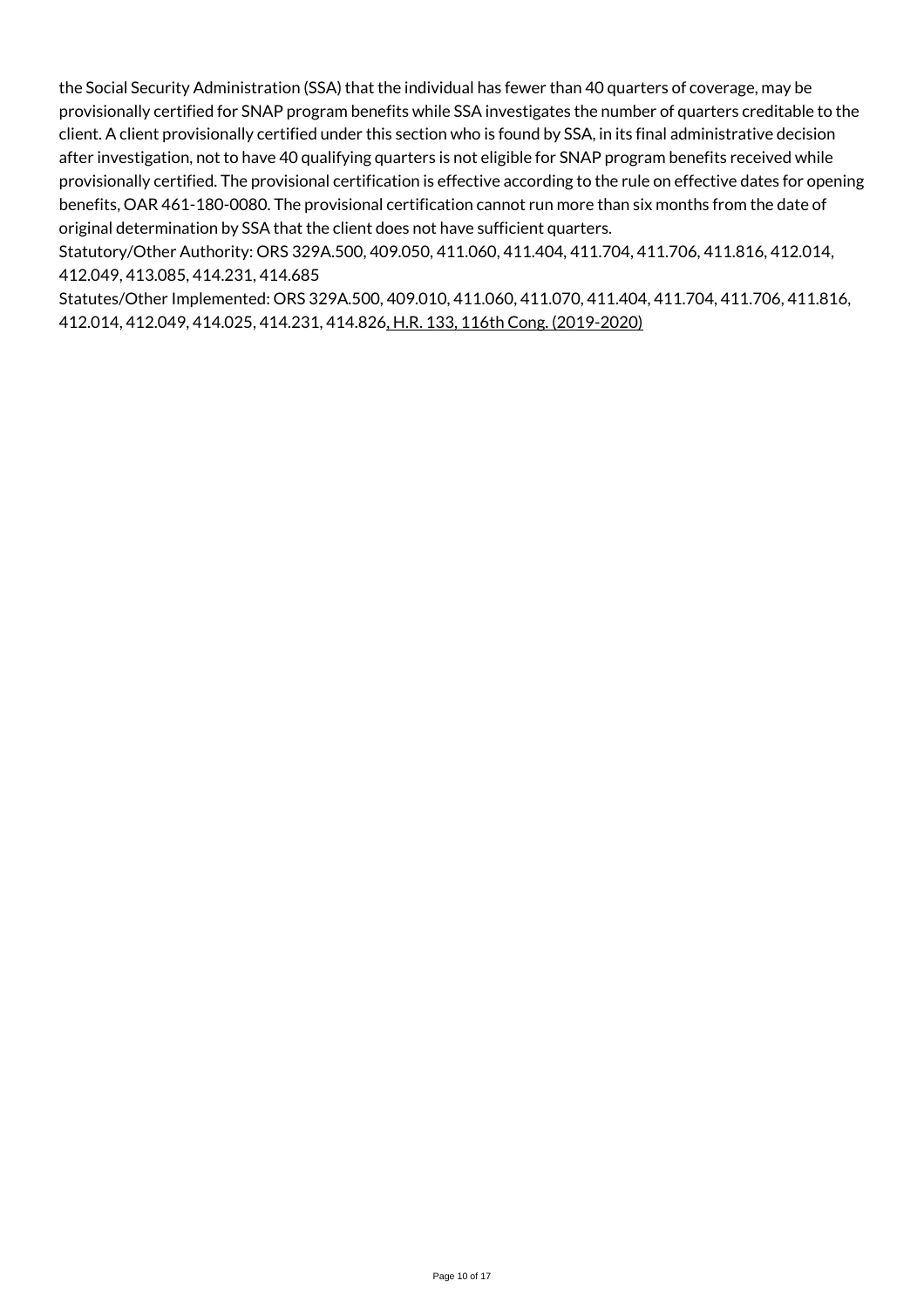the Social Security Administration (SSA) that the individual has fewer than 40 quarters of coverage, may be provisionally certified for SNAP program benefits while SSA investigates the number of quarters creditable to the client. A client provisionally certified under this section who is found by SSA, in its final administrative decision after investigation, not to have 40 qualifying quarters is not eligible for SNAP program benefits received while provisionally certified. The provisional certification is effective according to the rule on effective dates for opening benefits, OAR 461-180-0080. The provisional certification cannot run more than six months from the date of original determination by SSA that the client does not have sufficient quarters.

Statutory/Other Authority: ORS 329A.500, 409.050, 411.060, 411.404, 411.704, 411.706, 411.816, 412.014, 412.049, 413.085, 414.231, 414.685

Statutes/Other Implemented: ORS 329A.500, 409.010, 411.060, 411.070, 411.404, 411.704, 411.706, 411.816, 412.014, 412.049, 414.025, 414.231, 414.826, H.R. 133, 116th Cong. (2019-2020)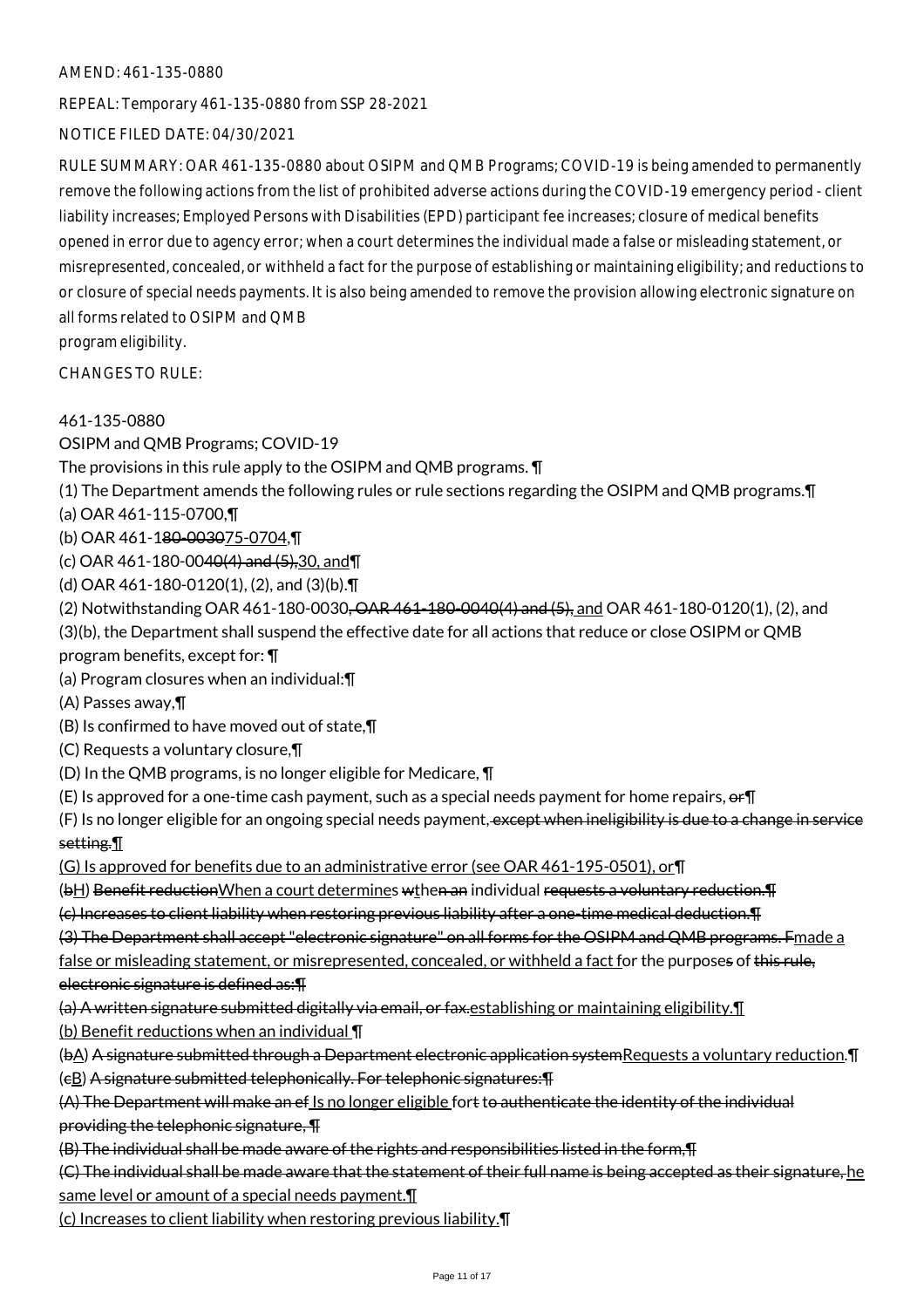AMEND: 461-135-0880

REPEAL: Temporary 461-135-0880 from SSP 28-2021

NOTICE FILED DATE: 04/30/2021

RULE SUMMARY: OAR 461-135-0880 about OSIPM and QMB Programs; COVID-19 is being amended to permanently remove the following actions from the list of prohibited adverse actions during the COVID-19 emergency period - client liability increases; Employed Persons with Disabilities (EPD) participant fee increases; closure of medical benefits opened in error due to agency error; when a court determines the individual made a false or misleading statement, or misrepresented, concealed, or withheld a fact for the purpose of establishing or maintaining eligibility; and reductions to or closure of special needs payments. It is also being amended to remove the provision allowing electronic signature on all forms related to OSIPM and QMB program eligibility.

CHANGES TO RULE:

461-135-0880
OSIPM and QMB Programs; COVID-19
The provisions in this rule apply to the OSIPM and QMB programs. ¶
(1) The Department amends the following rules or rule sections regarding the OSIPM and QMB programs.¶
(a) OAR 461-115-0700,¶
(b) OAR 461-180-003075-0704,¶
(c) OAR 461-180-0040(4) and (5),30, and¶
(d) OAR 461-180-0120(1), (2), and (3)(b).¶
(2) Notwithstanding OAR 461-180-0030, OAR 461-180-0040(4) and (5), and OAR 461-180-0120(1), (2), and (3)(b), the Department shall suspend the effective date for all actions that reduce or close OSIPM or QMB program benefits, except for: ¶
(a) Program closures when an individual:¶
(A) Passes away,¶
(B) Is confirmed to have moved out of state,¶
(C) Requests a voluntary closure,¶
(D) In the QMB programs, is no longer eligible for Medicare, ¶
(E) Is approved for a one-time cash payment, such as a special needs payment for home repairs, or¶
(F) Is no longer eligible for an ongoing special needs payment, except when ineligibility is due to a change in service setting.¶
(G) Is approved for benefits due to an administrative error (see OAR 461-195-0501), or¶
(bH) Benefit reductionWhen a court determines wthen an individual requests a voluntary reduction.¶
(c) Increases to client liability when restoring previous liability after a one-time medical deduction.¶
(3) The Department shall accept "electronic signature" on all forms for the OSIPM and QMB programs. Fmade a false or misleading statement, or misrepresented, concealed, or withheld a fact for the purposes of this rule, electronic signature is defined as:¶
(a) A written signature submitted digitally via email, or fax.establishing or maintaining eligibility.¶
(b) Benefit reductions when an individual ¶
(bA) A signature submitted through a Department electronic application systemRequests a voluntary reduction.¶
(cB) A signature submitted telephonically. For telephonic signatures:¶
(A) The Department will make an ef Is no longer eligible fort to authenticate the identity of the individual providing the telephonic signature, ¶
(B) The individual shall be made aware of the rights and responsibilities listed in the form,¶
(C) The individual shall be made aware that the statement of their full name is being accepted as their signature, he same level or amount of a special needs payment.¶
(c) Increases to client liability when restoring previous liability.¶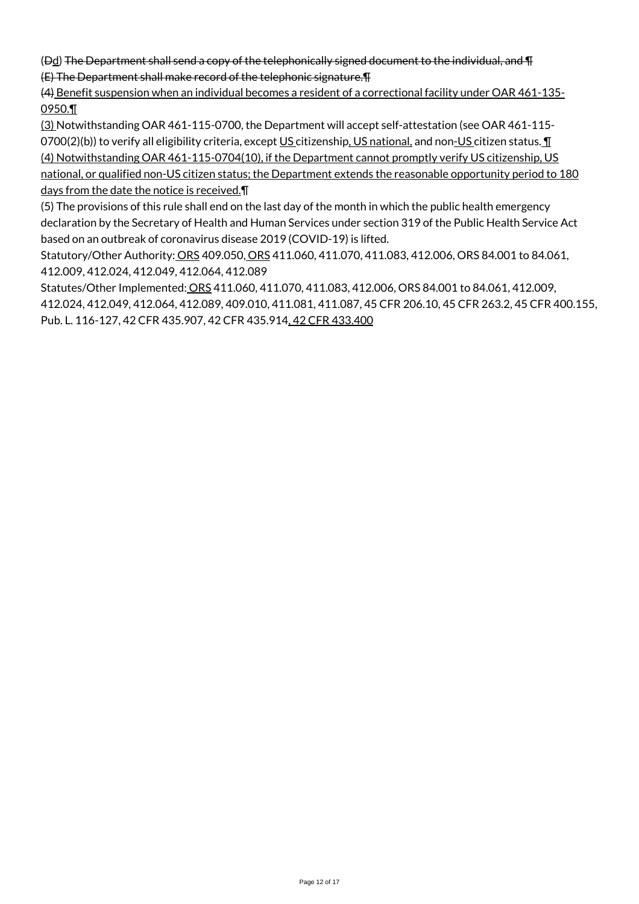(Dd) The Department shall send a copy of the telephonically signed document to the individual, and ¶
(E) The Department shall make record of the telephonic signature.¶
(4) Benefit suspension when an individual becomes a resident of a correctional facility under OAR 461-135-0950.¶
(3) Notwithstanding OAR 461-115-0700, the Department will accept self-attestation (see OAR 461-115-0700(2)(b)) to verify all eligibility criteria, except US citizenship, US national, and non-US citizen status. ¶
(4) Notwithstanding OAR 461-115-0704(10), if the Department cannot promptly verify US citizenship, US national, or qualified non-US citizen status; the Department extends the reasonable opportunity period to 180 days from the date the notice is received.¶
(5) The provisions of this rule shall end on the last day of the month in which the public health emergency declaration by the Secretary of Health and Human Services under section 319 of the Public Health Service Act based on an outbreak of coronavirus disease 2019 (COVID-19) is lifted.
Statutory/Other Authority: ORS 409.050, ORS 411.060, 411.070, 411.083, 412.006, ORS 84.001 to 84.061, 412.009, 412.024, 412.049, 412.064, 412.089
Statutes/Other Implemented: ORS 411.060, 411.070, 411.083, 412.006, ORS 84.001 to 84.061, 412.009, 412.024, 412.049, 412.064, 412.089, 409.010, 411.081, 411.087, 45 CFR 206.10, 45 CFR 263.2, 45 CFR 400.155, Pub. L. 116-127, 42 CFR 435.907, 42 CFR 435.914, 42 CFR 433.400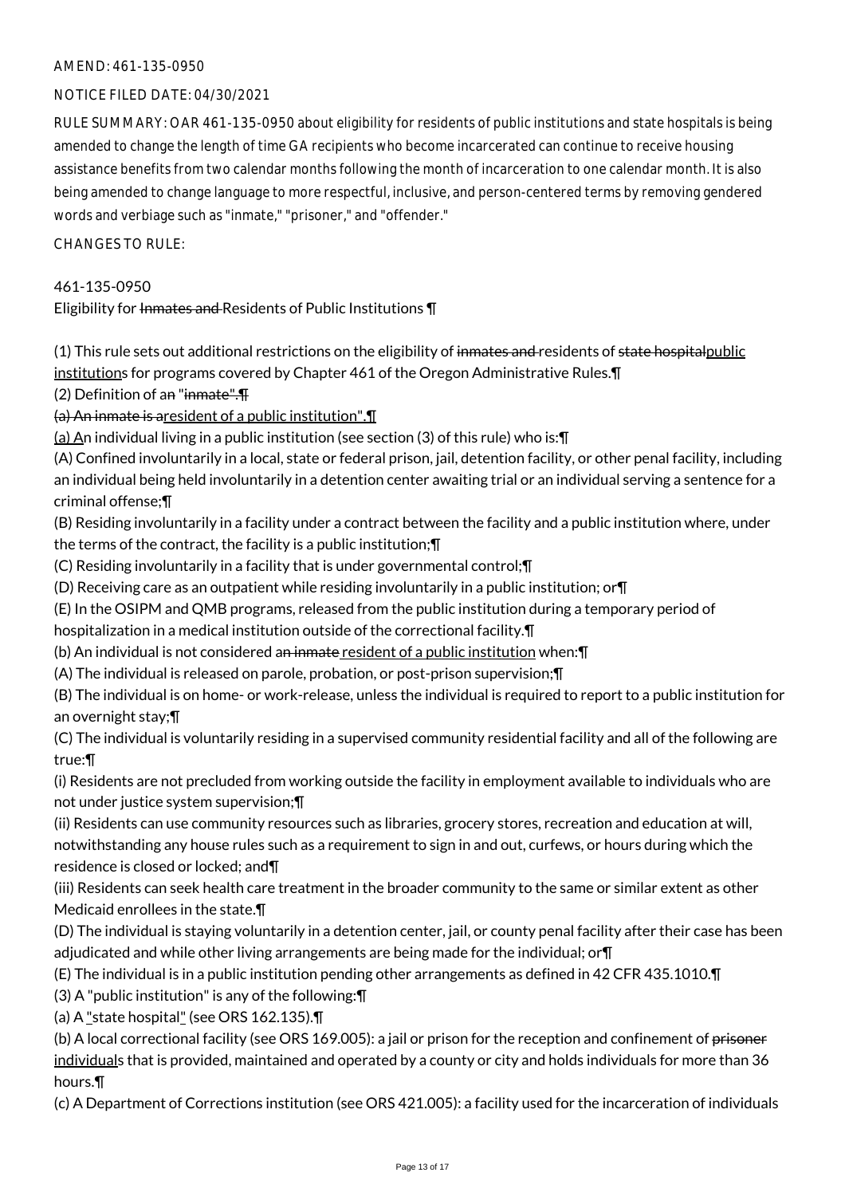AMEND: 461-135-0950

NOTICE FILED DATE: 04/30/2021

RULE SUMMARY: OAR 461-135-0950 about eligibility for residents of public institutions and state hospitals is being amended to change the length of time GA recipients who become incarcerated can continue to receive housing assistance benefits from two calendar months following the month of incarceration to one calendar month. It is also being amended to change language to more respectful, inclusive, and person-centered terms by removing gendered words and verbiage such as "inmate," "prisoner," and "offender."

CHANGES TO RULE:

461-135-0950
Eligibility for ~~Inmates and~~ Residents of Public Institutions ¶

(1) This rule sets out additional restrictions on the eligibility of ~~inmates and~~ residents of ~~state hospital~~public institutions for programs covered by Chapter 461 of the Oregon Administrative Rules.¶
(2) Definition of a~~n~~ "~~inmate".¶~~
~~(a) An inmate is a~~resident of a public institution".¶
(a) An individual living in a public institution (see section (3) of this rule) who is:¶
(A) Confined involuntarily in a local, state or federal prison, jail, detention facility, or other penal facility, including an individual being held involuntarily in a detention center awaiting trial or an individual serving a sentence for a criminal offense;¶
(B) Residing involuntarily in a facility under a contract between the facility and a public institution where, under the terms of the contract, the facility is a public institution;¶
(C) Residing involuntarily in a facility that is under governmental control;¶
(D) Receiving care as an outpatient while residing involuntarily in a public institution; or¶
(E) In the OSIPM and QMB programs, released from the public institution during a temporary period of hospitalization in a medical institution outside of the correctional facility.¶
(b) An individual is not considered ~~an inmate~~ resident of a public institution when:¶
(A) The individual is released on parole, probation, or post-prison supervision;¶
(B) The individual is on home- or work-release, unless the individual is required to report to a public institution for an overnight stay;¶
(C) The individual is voluntarily residing in a supervised community residential facility and all of the following are true:¶
(i) Residents are not precluded from working outside the facility in employment available to individuals who are not under justice system supervision;¶
(ii) Residents can use community resources such as libraries, grocery stores, recreation and education at will, notwithstanding any house rules such as a requirement to sign in and out, curfews, or hours during which the residence is closed or locked; and¶
(iii) Residents can seek health care treatment in the broader community to the same or similar extent as other Medicaid enrollees in the state.¶
(D) The individual is staying voluntarily in a detention center, jail, or county penal facility after their case has been adjudicated and while other living arrangements are being made for the individual; or¶
(E) The individual is in a public institution pending other arrangements as defined in 42 CFR 435.1010.¶
(3) A "public institution" is any of the following:¶
(a) A "state hospital" (see ORS 162.135).¶
(b) A local correctional facility (see ORS 169.005): a jail or prison for the reception and confinement of ~~prisoner~~ individuals that is provided, maintained and operated by a county or city and holds individuals for more than 36 hours.¶
(c) A Department of Corrections institution (see ORS 421.005): a facility used for the incarceration of individuals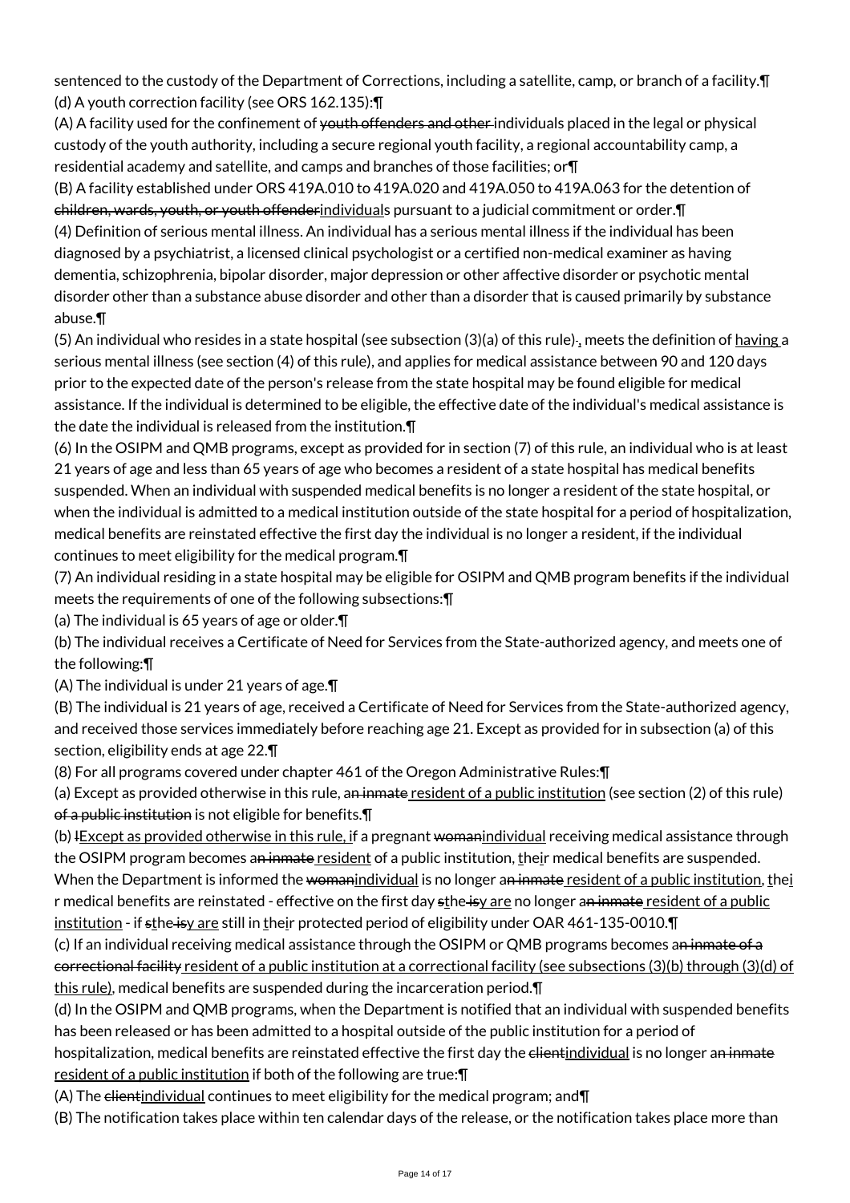sentenced to the custody of the Department of Corrections, including a satellite, camp, or branch of a facility.¶
(d) A youth correction facility (see ORS 162.135):¶
(A) A facility used for the confinement of ~~youth offenders and other~~ individuals placed in the legal or physical custody of the youth authority, including a secure regional youth facility, a regional accountability camp, a residential academy and satellite, and camps and branches of those facilities; or¶
(B) A facility established under ORS 419A.010 to 419A.020 and 419A.050 to 419A.063 for the detention of ~~children, wards, youth, or youth offender~~<u>individual</u>s pursuant to a judicial commitment or order.¶
(4) Definition of serious mental illness. An individual has a serious mental illness if the individual has been diagnosed by a psychiatrist, a licensed clinical psychologist or a certified non-medical examiner as having dementia, schizophrenia, bipolar disorder, major depression or other affective disorder or psychotic mental disorder other than a substance abuse disorder and other than a disorder that is caused primarily by substance abuse.¶
(5) An individual who resides in a state hospital (see subsection (3)(a) of this rule)~~.~~<u>,</u> meets the definition of <u>having</u> a serious mental illness (see section (4) of this rule), and applies for medical assistance between 90 and 120 days prior to the expected date of the person's release from the state hospital may be found eligible for medical assistance. If the individual is determined to be eligible, the effective date of the individual's medical assistance is the date the individual is released from the institution.¶
(6) In the OSIPM and QMB programs, except as provided for in section (7) of this rule, an individual who is at least 21 years of age and less than 65 years of age who becomes a resident of a state hospital has medical benefits suspended. When an individual with suspended medical benefits is no longer a resident of the state hospital, or when the individual is admitted to a medical institution outside of the state hospital for a period of hospitalization, medical benefits are reinstated effective the first day the individual is no longer a resident, if the individual continues to meet eligibility for the medical program.¶
(7) An individual residing in a state hospital may be eligible for OSIPM and QMB program benefits if the individual meets the requirements of one of the following subsections:¶
(a) The individual is 65 years of age or older.¶
(b) The individual receives a Certificate of Need for Services from the State-authorized agency, and meets one of the following:¶
(A) The individual is under 21 years of age.¶
(B) The individual is 21 years of age, received a Certificate of Need for Services from the State-authorized agency, and received those services immediately before reaching age 21. Except as provided for in subsection (a) of this section, eligibility ends at age 22.¶
(8) For all programs covered under chapter 461 of the Oregon Administrative Rules:¶
(a) Except as provided otherwise in this rule, a~~n inmate~~ <u>resident of a public institution</u> (see section (2) of this rule) ~~of a public institution~~ is not eligible for benefits.¶
(b) ~~I~~<u>Except as provided otherwise in this rule, i</u>f a pregnant ~~woman~~<u>individual</u> receiving medical assistance through the OSIPM program becomes a~~n inmate~~ <u>resident</u> of a public institution, <u>t</u>he<u>i</u>r medical benefits are suspended. When the Department is informed the ~~woman~~<u>individual</u> is no longer a~~n inmate~~ <u>resident of a public institution</u>, <u>t</u>he<u>i</u>r medical benefits are reinstated - effective on the first day ~~s~~<u>t</u>he~~ is~~<u>y are</u> no longer a~~n inmate~~ <u>resident of a public institution</u> - if ~~s~~<u>t</u>he~~ is~~<u>y are</u> still in <u>t</u>he<u>i</u>r protected period of eligibility under OAR 461-135-0010.¶
(c) If an individual receiving medical assistance through the OSIPM or QMB programs becomes a~~n inmate of a correctional facility~~ <u>resident of a public institution at a correctional facility (see subsections (3)(b) through (3)(d) of this rule)</u>, medical benefits are suspended during the incarceration period.¶
(d) In the OSIPM and QMB programs, when the Department is notified that an individual with suspended benefits has been released or has been admitted to a hospital outside of the public institution for a period of hospitalization, medical benefits are reinstated effective the first day the ~~client~~<u>individual</u> is no longer a~~n inmate~~ <u>resident of a public institution</u> if both of the following are true:¶
(A) The ~~client~~<u>individual</u> continues to meet eligibility for the medical program; and¶
(B) The notification takes place within ten calendar days of the release, or the notification takes place more than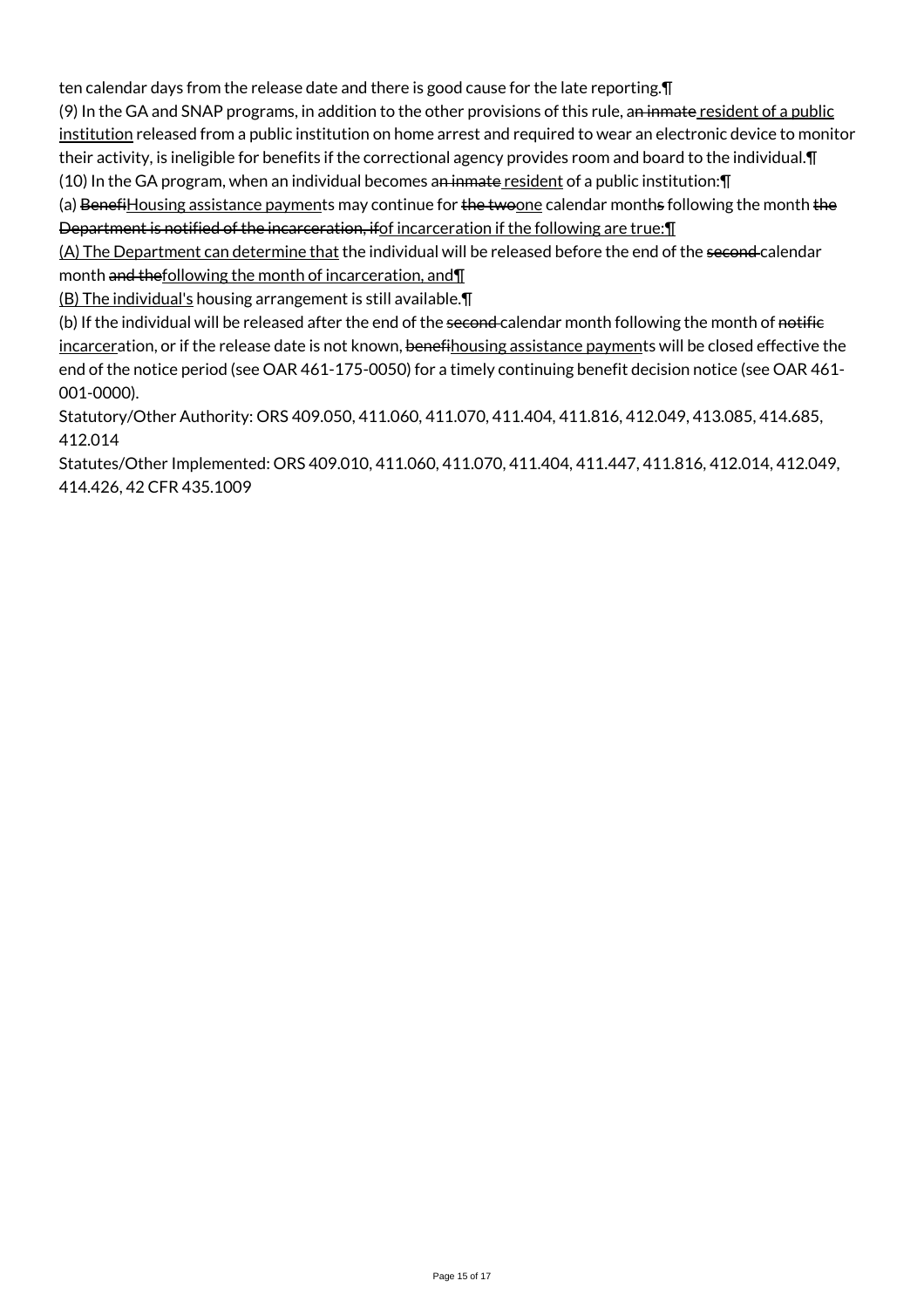ten calendar days from the release date and there is good cause for the late reporting.¶

(9) In the GA and SNAP programs, in addition to the other provisions of this rule, an inmate resident of a public institution released from a public institution on home arrest and required to wear an electronic device to monitor their activity, is ineligible for benefits if the correctional agency provides room and board to the individual.¶

(10) In the GA program, when an individual becomes an inmate resident of a public institution:¶

(a) BenefiHousing assistance payments may continue for the twoone calendar months following the month the Department is notified of the incarceration, ifof incarceration if the following are true:¶

(A) The Department can determine that the individual will be released before the end of the second calendar month and thefollowing the month of incarceration, and¶

(B) The individual's housing arrangement is still available.¶

(b) If the individual will be released after the end of the second calendar month following the month of notific incarceration, or if the release date is not known, benefihousing assistance payments will be closed effective the end of the notice period (see OAR 461-175-0050) for a timely continuing benefit decision notice (see OAR 461-001-0000).

Statutory/Other Authority: ORS 409.050, 411.060, 411.070, 411.404, 411.816, 412.049, 413.085, 414.685, 412.014

Statutes/Other Implemented: ORS 409.010, 411.060, 411.070, 411.404, 411.447, 411.816, 412.014, 412.049, 414.426, 42 CFR 435.1009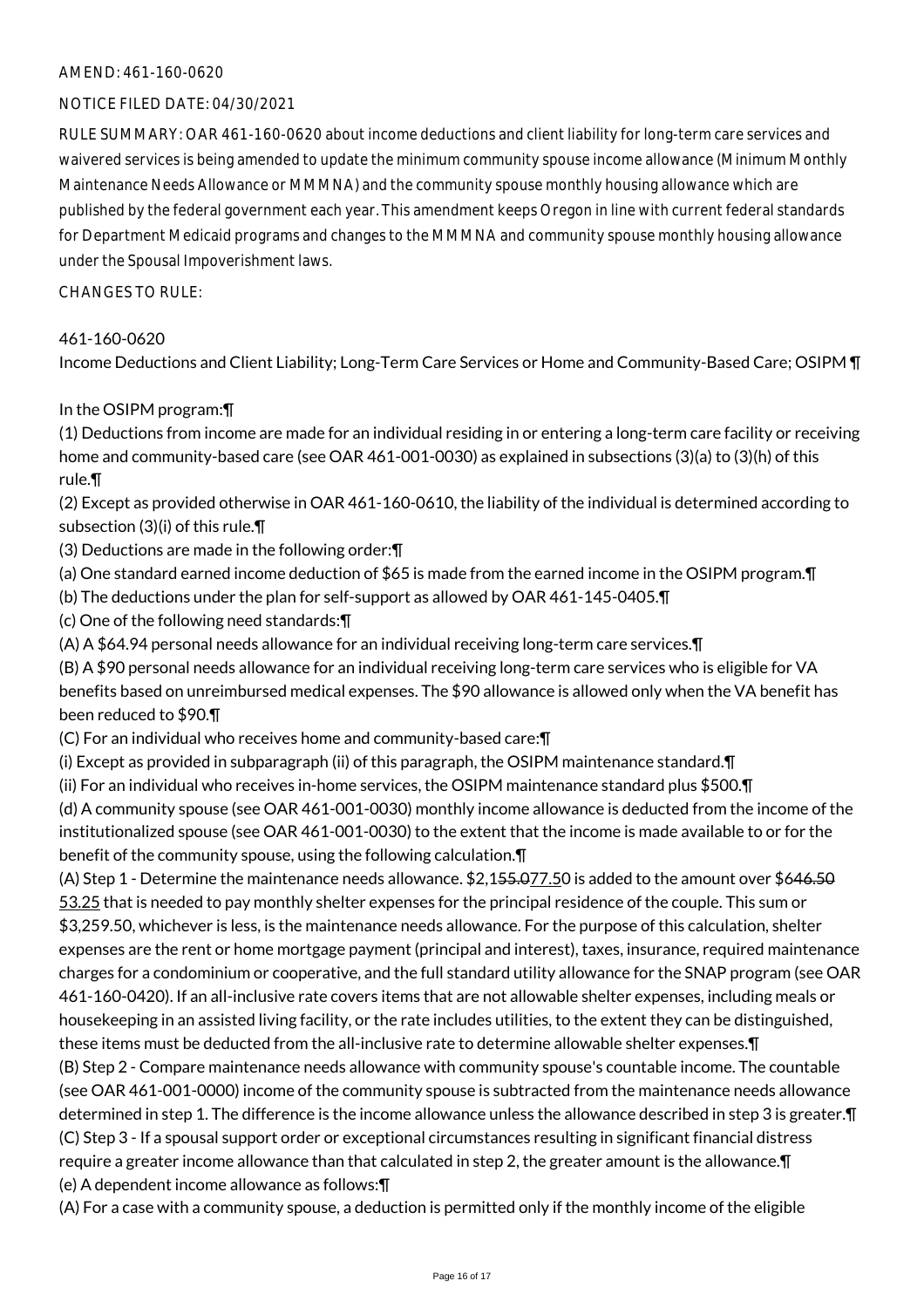AMEND: 461-160-0620

NOTICE FILED DATE: 04/30/2021

RULE SUMMARY: OAR 461-160-0620 about income deductions and client liability for long-term care services and waivered services is being amended to update the minimum community spouse income allowance (Minimum Monthly Maintenance Needs Allowance or MMMNA) and the community spouse monthly housing allowance which are published by the federal government each year. This amendment keeps Oregon in line with current federal standards for Department Medicaid programs and changes to the MMMNA and community spouse monthly housing allowance under the Spousal Impoverishment laws.

CHANGES TO RULE:

461-160-0620

Income Deductions and Client Liability; Long-Term Care Services or Home and Community-Based Care; OSIPM ¶

In the OSIPM program:¶

(1) Deductions from income are made for an individual residing in or entering a long-term care facility or receiving home and community-based care (see OAR 461-001-0030) as explained in subsections (3)(a) to (3)(h) of this rule.¶

(2) Except as provided otherwise in OAR 461-160-0610, the liability of the individual is determined according to subsection (3)(i) of this rule.¶

(3) Deductions are made in the following order:¶

(a) One standard earned income deduction of $65 is made from the earned income in the OSIPM program.¶

(b) The deductions under the plan for self-support as allowed by OAR 461-145-0405.¶

(c) One of the following need standards:¶

(A) A $64.94 personal needs allowance for an individual receiving long-term care services.¶

(B) A $90 personal needs allowance for an individual receiving long-term care services who is eligible for VA benefits based on unreimbursed medical expenses. The $90 allowance is allowed only when the VA benefit has been reduced to $90.¶

(C) For an individual who receives home and community-based care:¶

(i) Except as provided in subparagraph (ii) of this paragraph, the OSIPM maintenance standard.¶

(ii) For an individual who receives in-home services, the OSIPM maintenance standard plus $500.¶

(d) A community spouse (see OAR 461-001-0030) monthly income allowance is deducted from the income of the institutionalized spouse (see OAR 461-001-0030) to the extent that the income is made available to or for the benefit of the community spouse, using the following calculation.¶

(A) Step 1 - Determine the maintenance needs allowance. $2,1~~55.0~~77.50 is added to the amount over $6~~46.50~~53.25 that is needed to pay monthly shelter expenses for the principal residence of the couple. This sum or $3,259.50, whichever is less, is the maintenance needs allowance. For the purpose of this calculation, shelter expenses are the rent or home mortgage payment (principal and interest), taxes, insurance, required maintenance charges for a condominium or cooperative, and the full standard utility allowance for the SNAP program (see OAR 461-160-0420). If an all-inclusive rate covers items that are not allowable shelter expenses, including meals or housekeeping in an assisted living facility, or the rate includes utilities, to the extent they can be distinguished, these items must be deducted from the all-inclusive rate to determine allowable shelter expenses.¶

(B) Step 2 - Compare maintenance needs allowance with community spouse's countable income. The countable (see OAR 461-001-0000) income of the community spouse is subtracted from the maintenance needs allowance determined in step 1. The difference is the income allowance unless the allowance described in step 3 is greater.¶

(C) Step 3 - If a spousal support order or exceptional circumstances resulting in significant financial distress require a greater income allowance than that calculated in step 2, the greater amount is the allowance.¶

(e) A dependent income allowance as follows:¶

(A) For a case with a community spouse, a deduction is permitted only if the monthly income of the eligible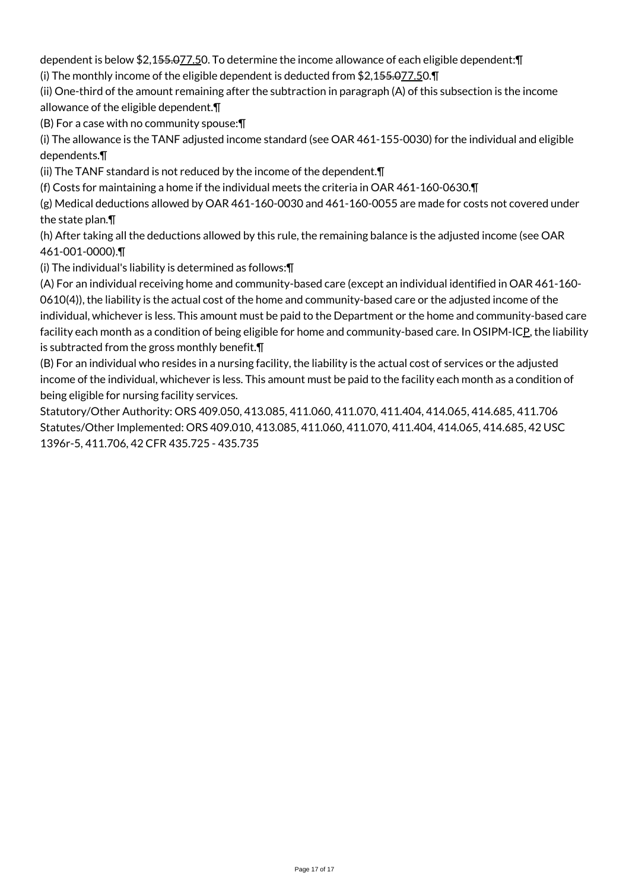dependent is below $2,1~~55.0~~77.50. To determine the income allowance of each eligible dependent:¶

(i) The monthly income of the eligible dependent is deducted from $2,1~~55.0~~77.50.¶

(ii) One-third of the amount remaining after the subtraction in paragraph (A) of this subsection is the income allowance of the eligible dependent.¶

(B) For a case with no community spouse:¶

(i) The allowance is the TANF adjusted income standard (see OAR 461-155-0030) for the individual and eligible dependents.¶

(ii) The TANF standard is not reduced by the income of the dependent.¶

(f) Costs for maintaining a home if the individual meets the criteria in OAR 461-160-0630.¶

(g) Medical deductions allowed by OAR 461-160-0030 and 461-160-0055 are made for costs not covered under the state plan.¶

(h) After taking all the deductions allowed by this rule, the remaining balance is the adjusted income (see OAR 461-001-0000).¶

(i) The individual's liability is determined as follows:¶

(A) For an individual receiving home and community-based care (except an individual identified in OAR 461-160-0610(4)), the liability is the actual cost of the home and community-based care or the adjusted income of the individual, whichever is less. This amount must be paid to the Department or the home and community-based care facility each month as a condition of being eligible for home and community-based care. In OSIPM-ICP, the liability is subtracted from the gross monthly benefit.¶

(B) For an individual who resides in a nursing facility, the liability is the actual cost of services or the adjusted income of the individual, whichever is less. This amount must be paid to the facility each month as a condition of being eligible for nursing facility services.

Statutory/Other Authority: ORS 409.050, 413.085, 411.060, 411.070, 411.404, 414.065, 414.685, 411.706
Statutes/Other Implemented: ORS 409.010, 413.085, 411.060, 411.070, 411.404, 414.065, 414.685, 42 USC 1396r-5, 411.706, 42 CFR 435.725 - 435.735